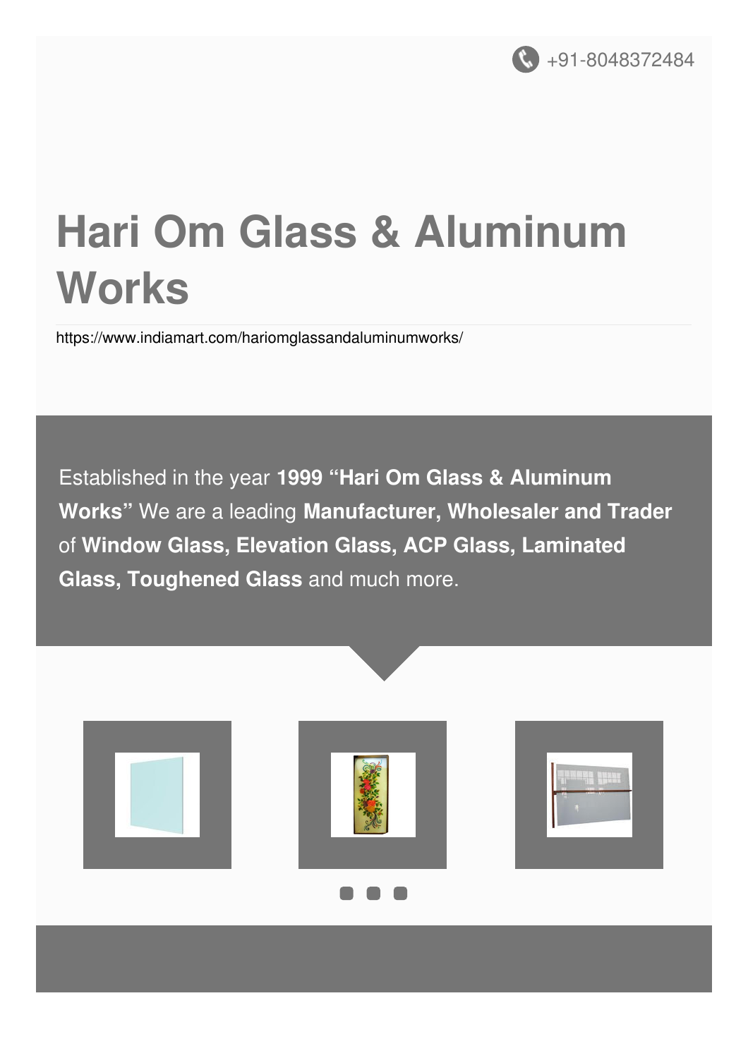+91-8048372484

# Hari Om Glass & Aluminum Works

https://www.indiamart.com/hariomglassandaluminumworks/

Established in the year **1999 "Hari Om Glass & Aluminum Works"** We are a leading **Manufacturer, Wholesaler and Trader** of **Window Glass, Elevation Glass, ACP Glass, Laminated Glass, Toughened Glass** and much more.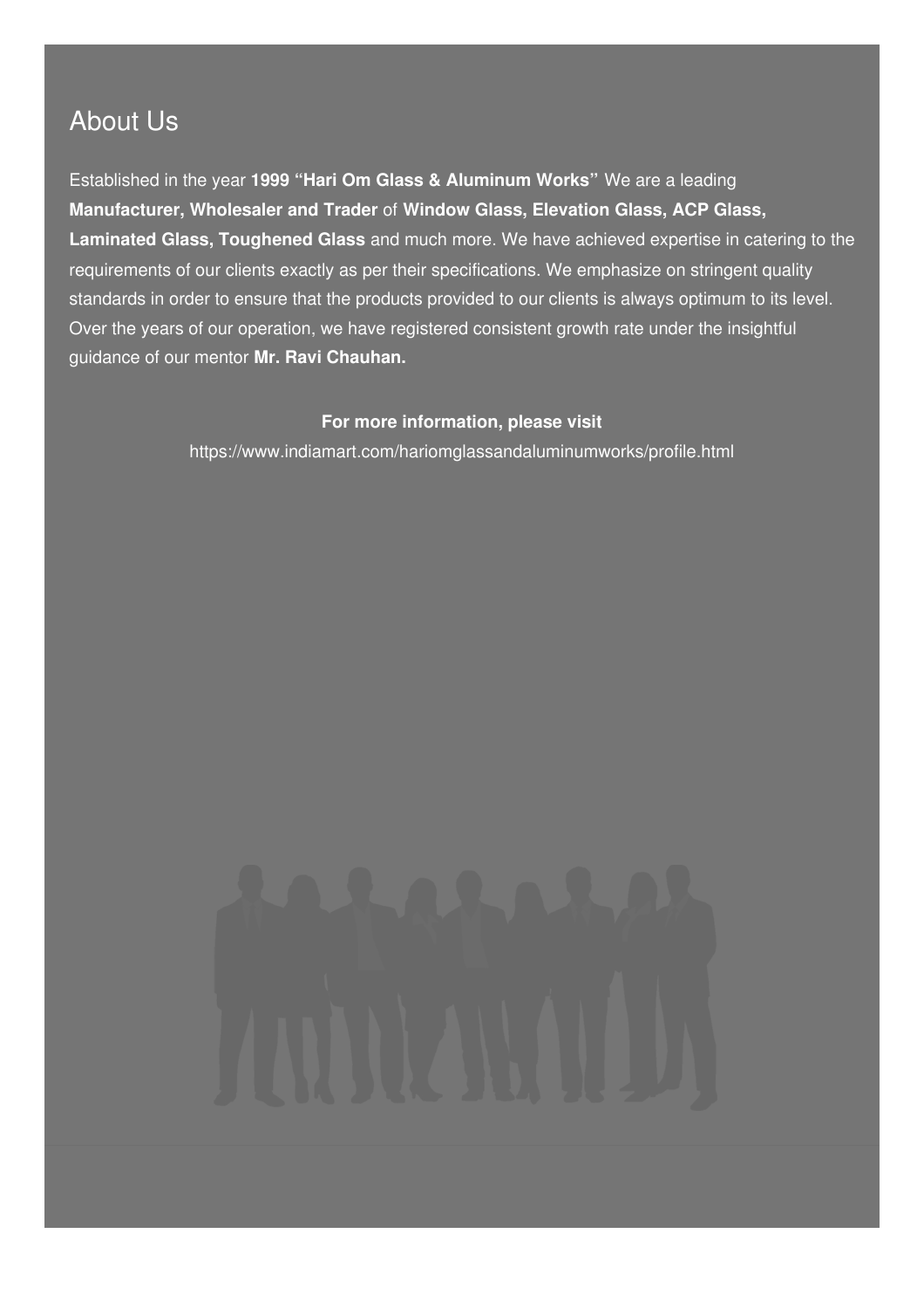## About Us

Established in the year **1999 "Hari Om Glass & Aluminum Works"** We are a leading **Manufacturer, Wholesaler and Trader** of **Window Glass, Elevation Glass, ACP Glass, Laminated Glass, Toughened Glass** and much more. We have achieved expertise in catering to the requirements of our clients exactly as per their specifications. We emphasize on stringent quality standards in order to ensure that the products provided to our clients is always optimum to its level. Over the years of our operation, we have registered consistent growth rate under the insightful guidance of our mentor **Mr. Ravi Chauhan.**

**For more information, please visit**

https://www.indiamart.com/hariomglassandaluminumworks/profile.html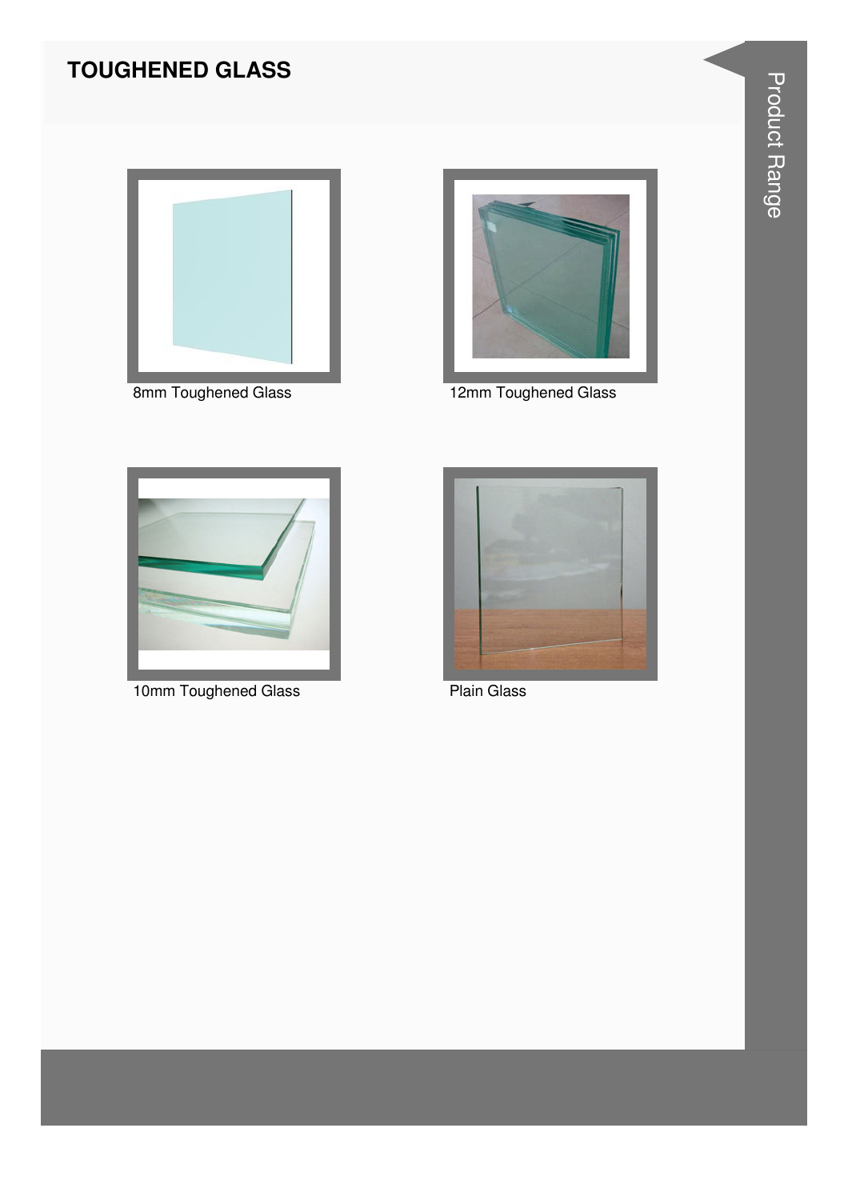# TOUGHENED GLASS

8mm Toughened Glass

12mm Toughened Glass

10mm Toughened Glass

Plain Glass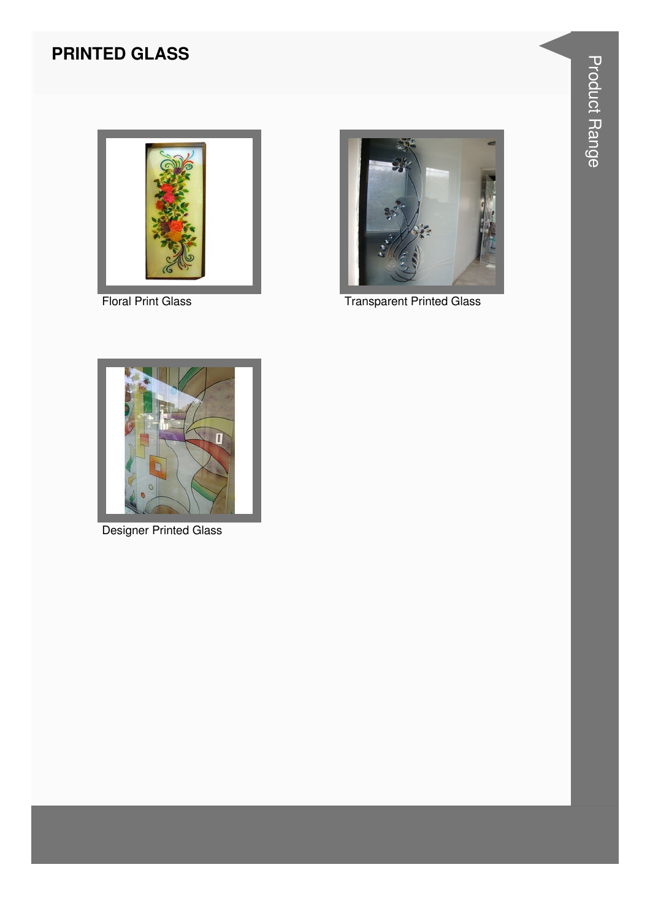## PRINTED GLASS

Floral Print Glass

Transparent Printed Glass

Designer Printed Glass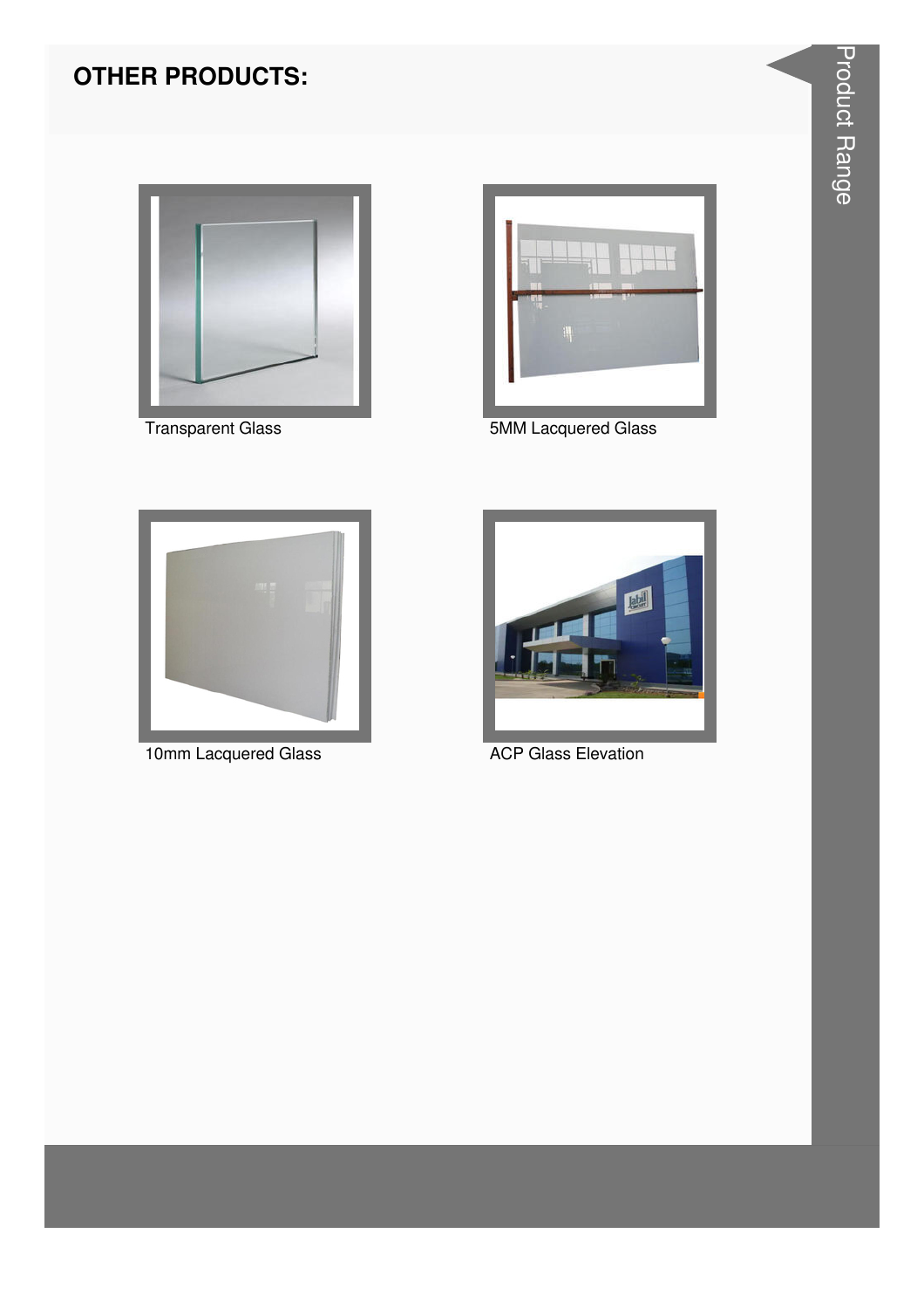## OTHER PRODUCTS:

Transparent Glass

5MM Lacquered Glass

10mm Lacquered Glass

ACP Glass Elevation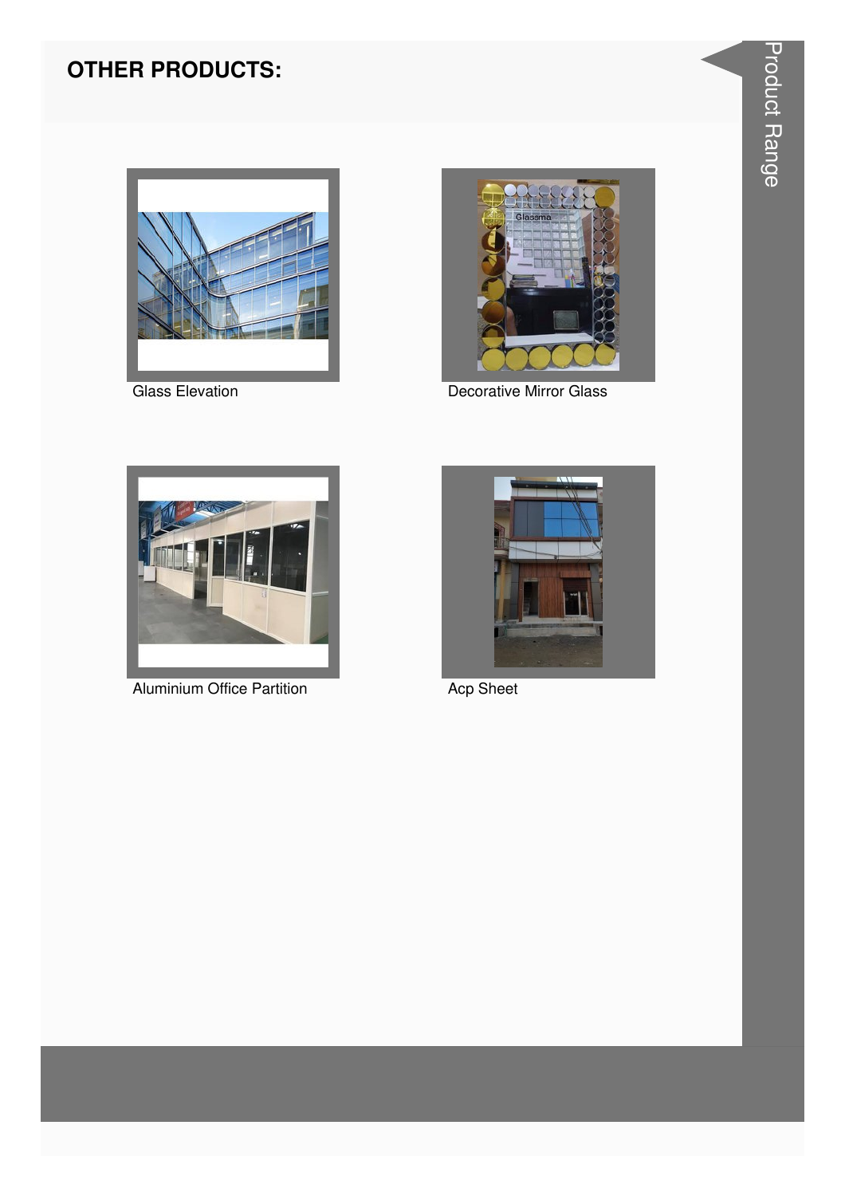## OTHER PRODUCTS:

Glass Elevation

Decorative Mirror Glass

Aluminium Office Partition

Acp Sheet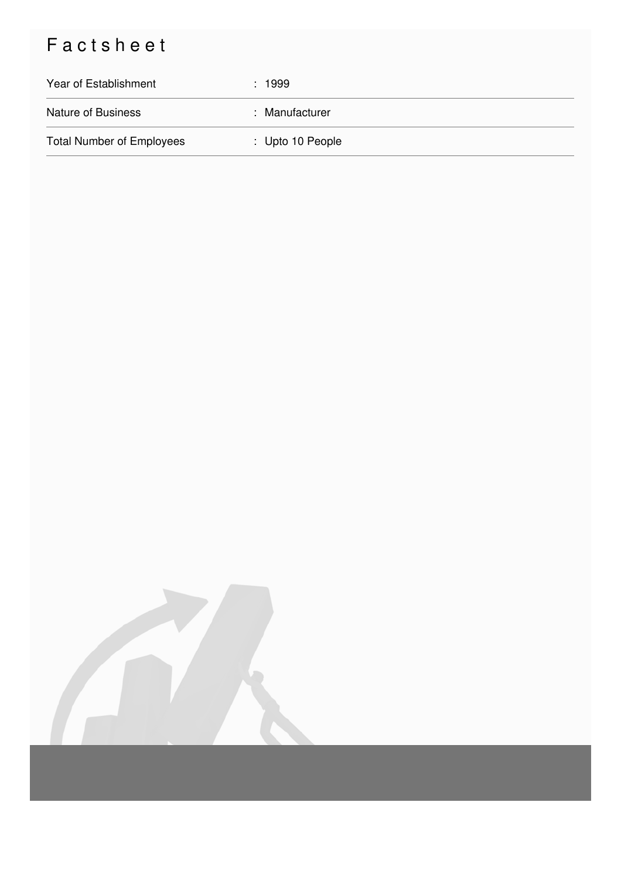# Factsheet

| | |
|---|---|
| Year of Establishment | : 1999 |
| Nature of Business | : Manufacturer |
| Total Number of Employees | : Upto 10 People |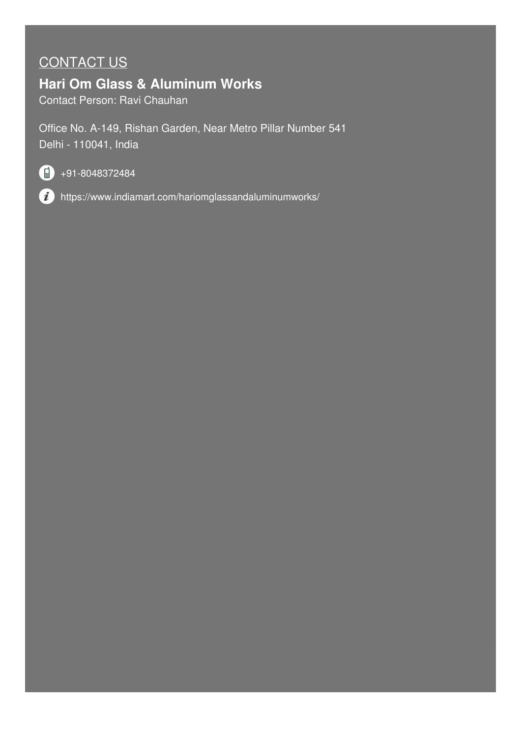## CONTACT US

### Hari Om Glass & Aluminum Works

Contact Person: Ravi Chauhan

Office No. A-149, Rishan Garden, Near Metro Pillar Number 541
Delhi - 110041, India

+91-8048372484

https://www.indiamart.com/hariomglassandaluminumworks/